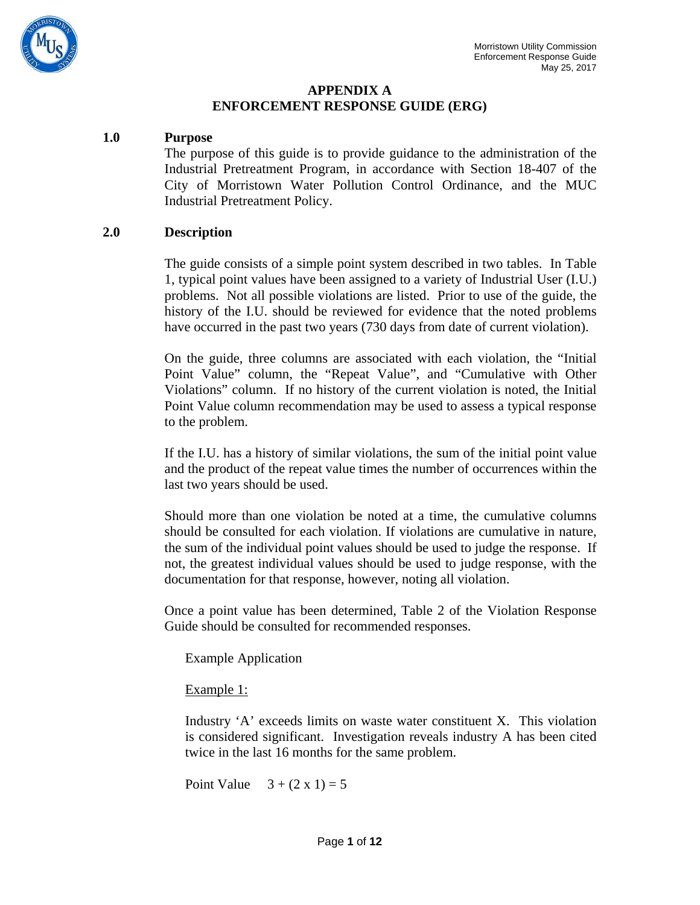# APPENDIX A
# ENFORCEMENT RESPONSE GUIDE (ERG)

## 1.0 Purpose

The purpose of this guide is to provide guidance to the administration of the Industrial Pretreatment Program, in accordance with Section 18-407 of the City of Morristown Water Pollution Control Ordinance, and the MUC Industrial Pretreatment Policy.

## 2.0 Description

The guide consists of a simple point system described in two tables. In Table 1, typical point values have been assigned to a variety of Industrial User (I.U.) problems. Not all possible violations are listed. Prior to use of the guide, the history of the I.U. should be reviewed for evidence that the noted problems have occurred in the past two years (730 days from date of current violation).

On the guide, three columns are associated with each violation, the "Initial Point Value" column, the "Repeat Value", and "Cumulative with Other Violations" column. If no history of the current violation is noted, the Initial Point Value column recommendation may be used to assess a typical response to the problem.

If the I.U. has a history of similar violations, the sum of the initial point value and the product of the repeat value times the number of occurrences within the last two years should be used.

Should more than one violation be noted at a time, the cumulative columns should be consulted for each violation. If violations are cumulative in nature, the sum of the individual point values should be used to judge the response. If not, the greatest individual values should be used to judge response, with the documentation for that response, however, noting all violation.

Once a point value has been determined, Table 2 of the Violation Response Guide should be consulted for recommended responses.

Example Application

<u>Example 1:</u>

Industry 'A' exceeds limits on waste water constituent X. This violation is considered significant. Investigation reveals industry A has been cited twice in the last 16 months for the same problem.

Point Value $3 + (2 \times 1) = 5$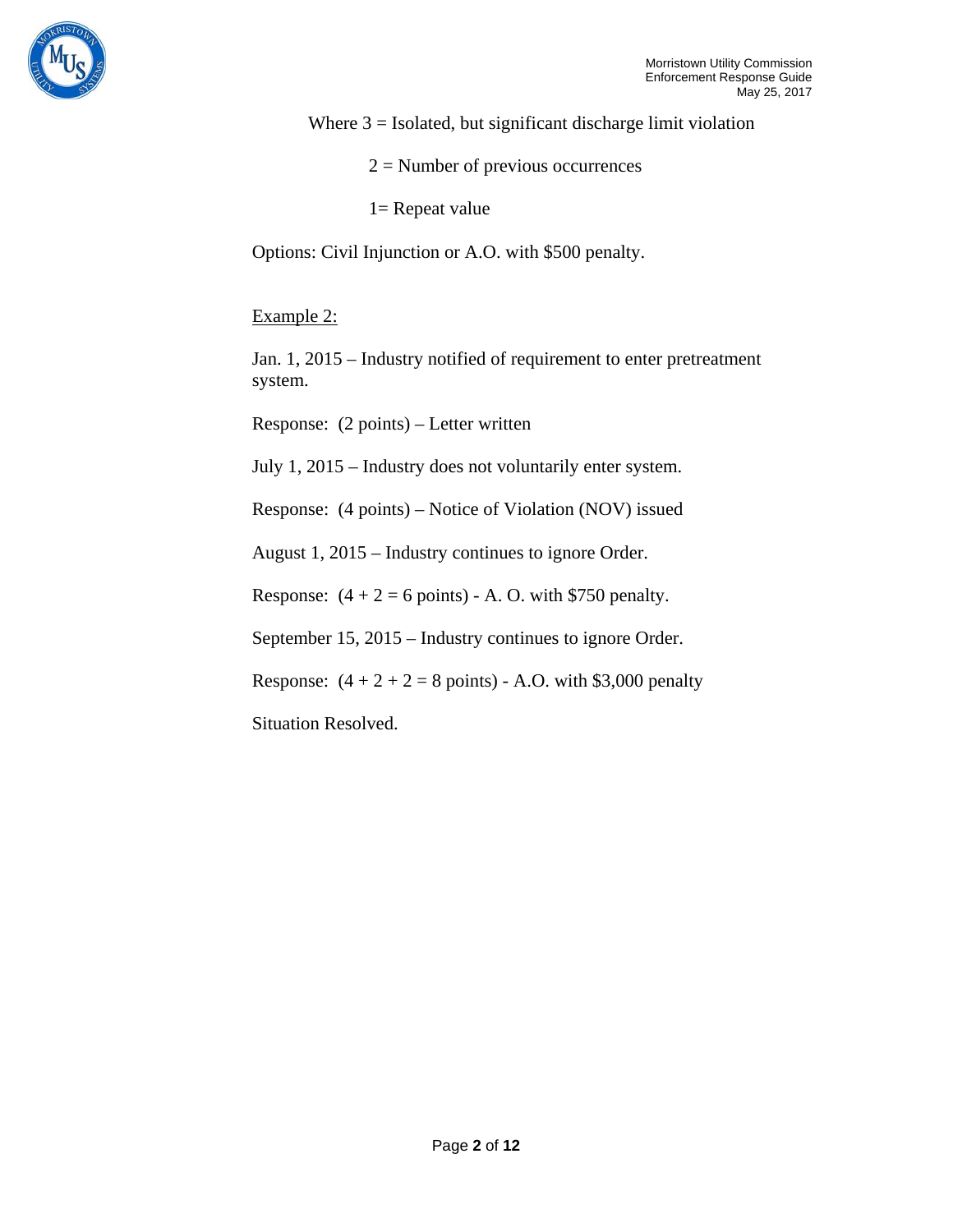Where 3 = Isolated, but significant discharge limit violation

2 = Number of previous occurrences

1= Repeat value

Options: Civil Injunction or A.O. with $500 penalty.

Example 2:

Jan. 1, 2015 – Industry notified of requirement to enter pretreatment system.

Response: (2 points) – Letter written

July 1, 2015 – Industry does not voluntarily enter system.

Response: (4 points) – Notice of Violation (NOV) issued

August 1, 2015 – Industry continues to ignore Order.

Response: (4 + 2 = 6 points) - A. O. with $750 penalty.

September 15, 2015 – Industry continues to ignore Order.

Response: (4 + 2 + 2 = 8 points) - A.O. with $3,000 penalty

Situation Resolved.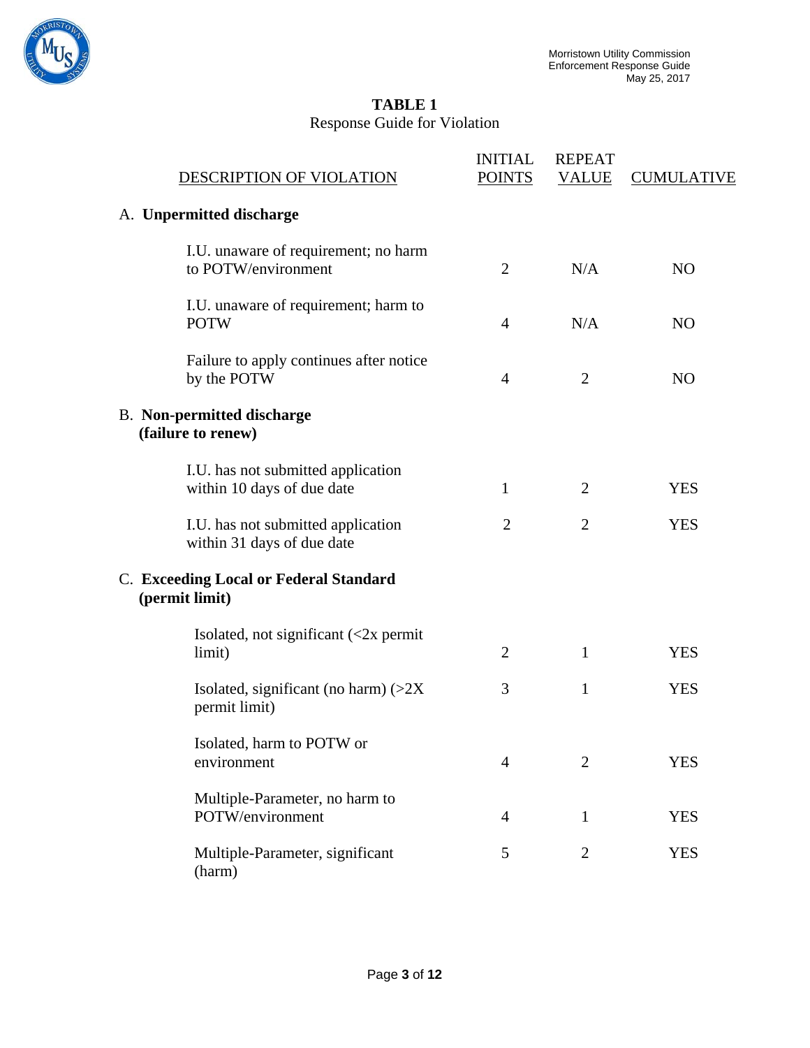# TABLE 1

Response Guide for Violation

| DESCRIPTION OF VIOLATION | INITIAL POINTS | REPEAT VALUE | CUMULATIVE |
|---|---|---|---|
| A. **Unpermitted discharge** | | | |
| I.U. unaware of requirement; no harm to POTW/environment | 2 | N/A | NO |
| I.U. unaware of requirement; harm to POTW | 4 | N/A | NO |
| Failure to apply continues after notice by the POTW | 4 | 2 | NO |
| B. **Non-permitted discharge (failure to renew)** | | | |
| I.U. has not submitted application within 10 days of due date | 1 | 2 | YES |
| I.U. has not submitted application within 31 days of due date | 2 | 2 | YES |
| C. **Exceeding Local or Federal Standard (permit limit)** | | | |
| Isolated, not significant (<2x permit limit) | 2 | 1 | YES |
| Isolated, significant (no harm) (>2X permit limit) | 3 | 1 | YES |
| Isolated, harm to POTW or environment | 4 | 2 | YES |
| Multiple-Parameter, no harm to POTW/environment | 4 | 1 | YES |
| Multiple-Parameter, significant (harm) | 5 | 2 | YES |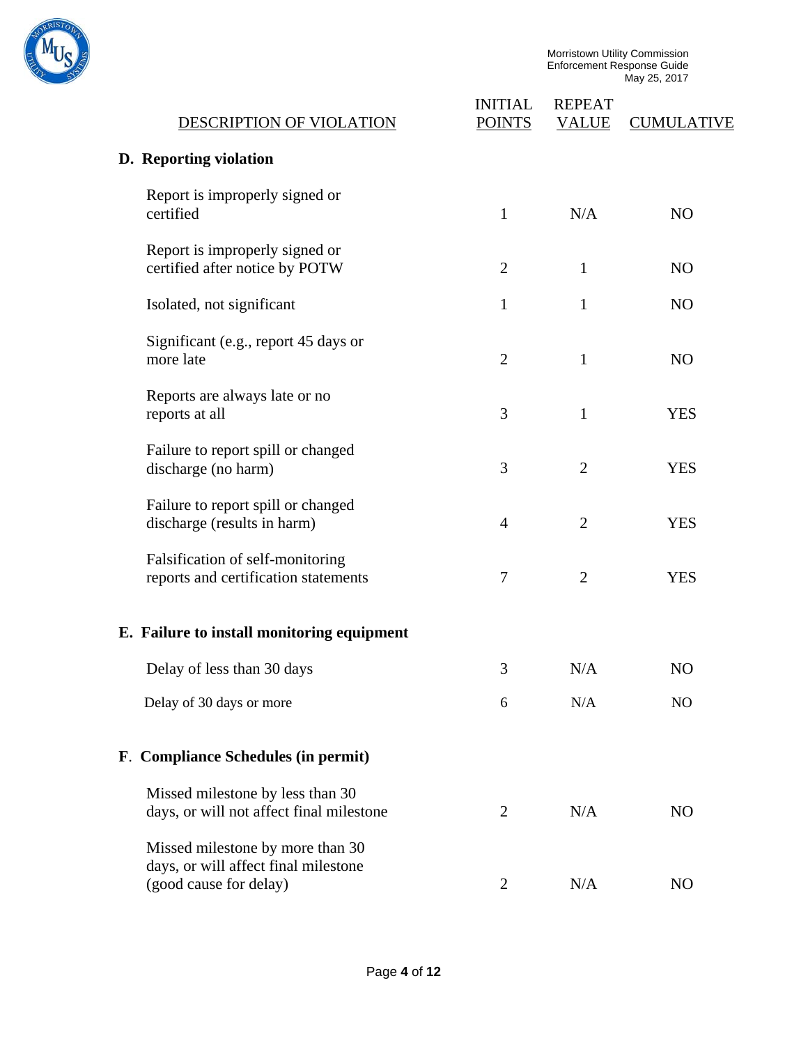| DESCRIPTION OF VIOLATION | INITIAL POINTS | REPEAT VALUE | CUMULATIVE |
|---|---|---|---|
| **D. Reporting violation** | | | |
| Report is improperly signed or certified | 1 | N/A | NO |
| Report is improperly signed or certified after notice by POTW | 2 | 1 | NO |
| Isolated, not significant | 1 | 1 | NO |
| Significant (e.g., report 45 days or more late | 2 | 1 | NO |
| Reports are always late or no reports at all | 3 | 1 | YES |
| Failure to report spill or changed discharge (no harm) | 3 | 2 | YES |
| Failure to report spill or changed discharge (results in harm) | 4 | 2 | YES |
| Falsification of self-monitoring reports and certification statements | 7 | 2 | YES |
| **E. Failure to install monitoring equipment** | | | |
| Delay of less than 30 days | 3 | N/A | NO |
| Delay of 30 days or more | 6 | N/A | NO |
| **F. Compliance Schedules (in permit)** | | | |
| Missed milestone by less than 30 days, or will not affect final milestone | 2 | N/A | NO |
| Missed milestone by more than 30 days, or will affect final milestone (good cause for delay) | 2 | N/A | NO |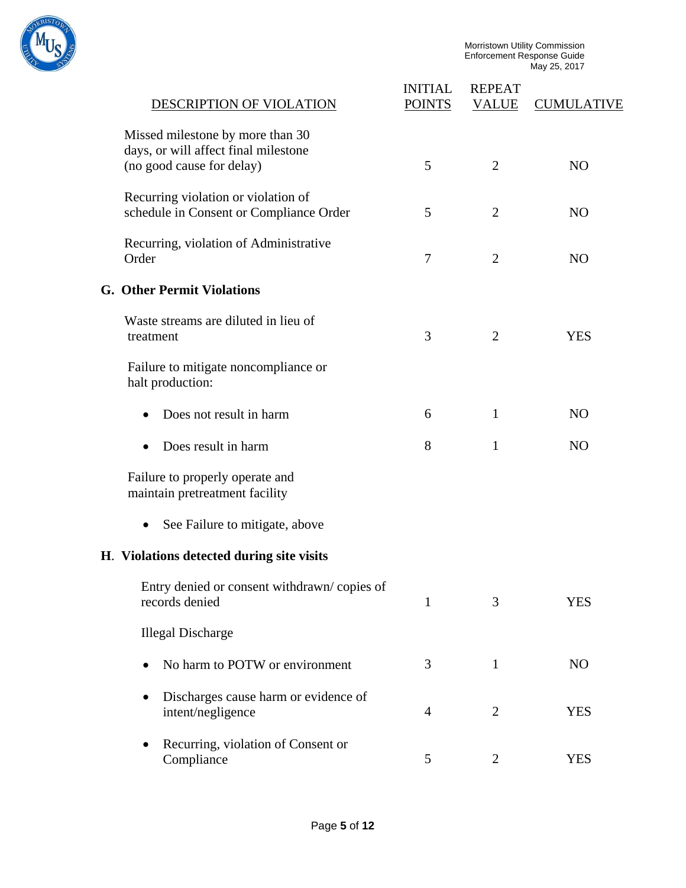| DESCRIPTION OF VIOLATION | INITIAL POINTS | REPEAT VALUE | CUMULATIVE |
|---|---|---|---|
| Missed milestone by more than 30 days, or will affect final milestone (no good cause for delay) | 5 | 2 | NO |
| Recurring violation or violation of schedule in Consent or Compliance Order | 5 | 2 | NO |
| Recurring, violation of Administrative Order | 7 | 2 | NO |
| **G. Other Permit Violations** | | | |
| Waste streams are diluted in lieu of treatment | 3 | 2 | YES |
| Failure to mitigate noncompliance or halt production: | | | |
| • Does not result in harm | 6 | 1 | NO |
| • Does result in harm | 8 | 1 | NO |
| Failure to properly operate and maintain pretreatment facility | | | |
| • See Failure to mitigate, above | | | |
| **H. Violations detected during site visits** | | | |
| Entry denied or consent withdrawn/ copies of records denied | 1 | 3 | YES |
| Illegal Discharge | | | |
| • No harm to POTW or environment | 3 | 1 | NO |
| • Discharges cause harm or evidence of intent/negligence | 4 | 2 | YES |
| • Recurring, violation of Consent or Compliance | 5 | 2 | YES |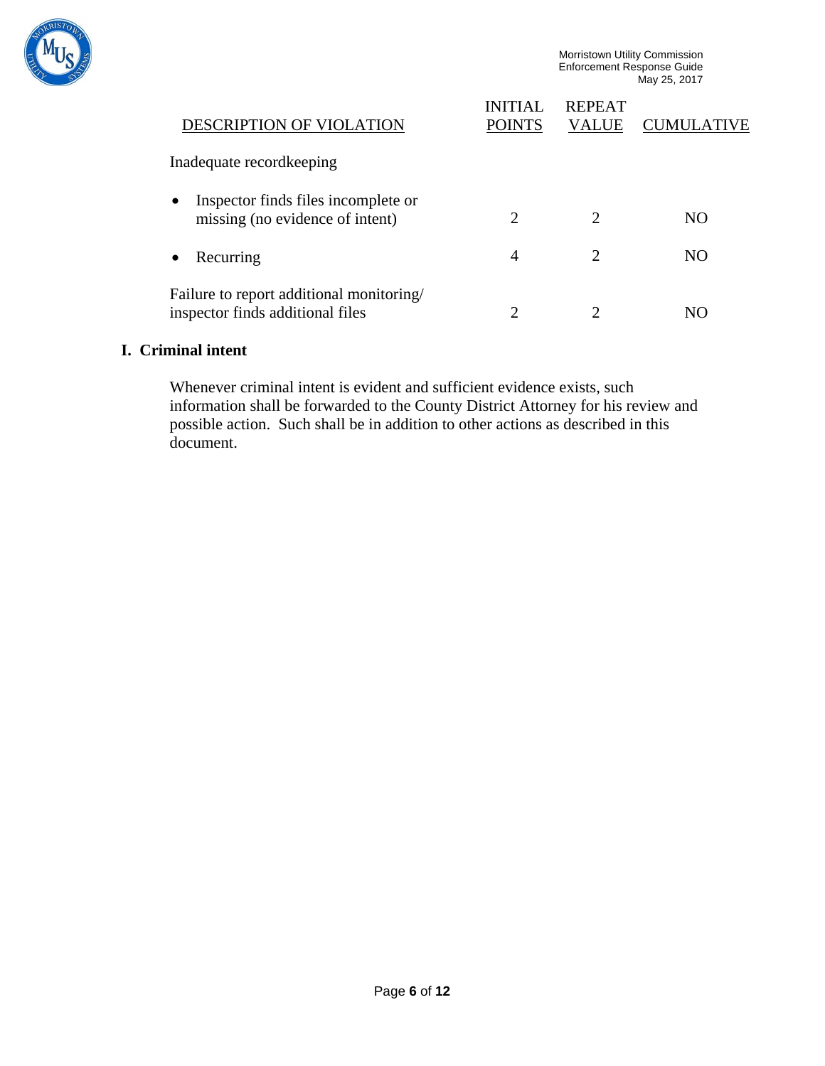| DESCRIPTION OF VIOLATION | INITIAL POINTS | REPEAT VALUE | CUMULATIVE |
|---|---|---|---|
| Inadequate recordkeeping | | | |
| • Inspector finds files incomplete or missing (no evidence of intent) | 2 | 2 | NO |
| • Recurring | 4 | 2 | NO |
| Failure to report additional monitoring/ inspector finds additional files | 2 | 2 | NO |

## I. Criminal intent

Whenever criminal intent is evident and sufficient evidence exists, such information shall be forwarded to the County District Attorney for his review and possible action. Such shall be in addition to other actions as described in this document.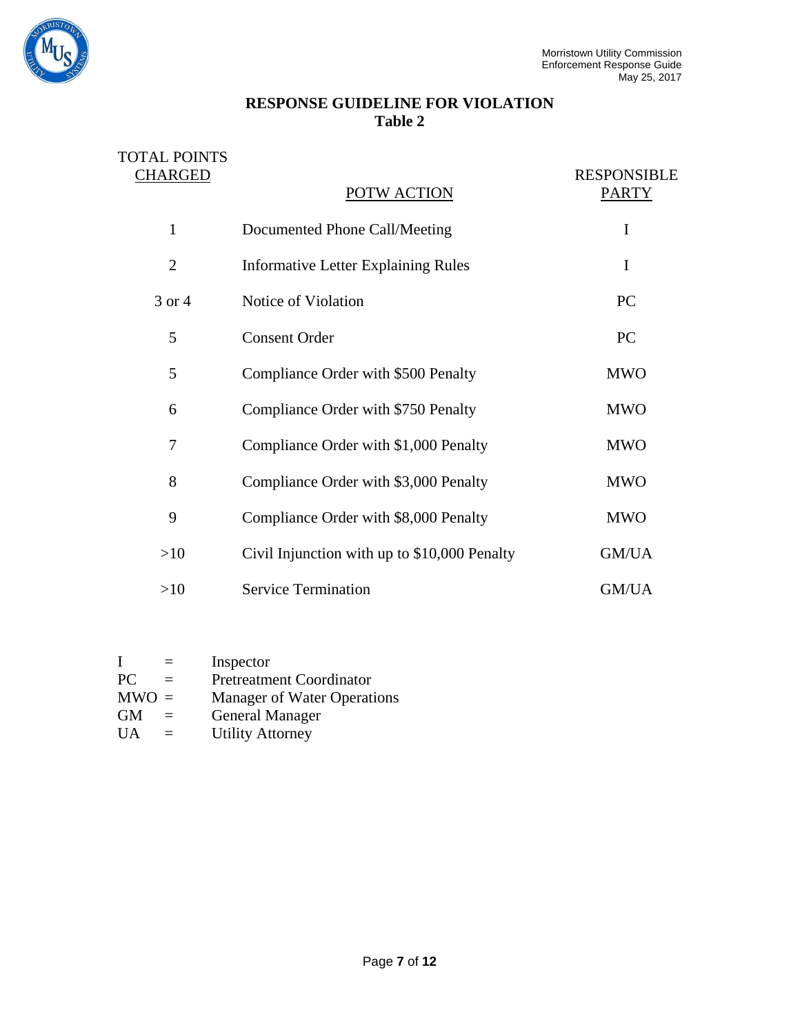## RESPONSE GUIDELINE FOR VIOLATION
## Table 2

| TOTAL POINTS CHARGED | POTW ACTION | RESPONSIBLE PARTY |
|---|---|---|
| 1 | Documented Phone Call/Meeting | I |
| 2 | Informative Letter Explaining Rules | I |
| 3 or 4 | Notice of Violation | PC |
| 5 | Consent Order | PC |
| 5 | Compliance Order with $500 Penalty | MWO |
| 6 | Compliance Order with $750 Penalty | MWO |
| 7 | Compliance Order with $1,000 Penalty | MWO |
| 8 | Compliance Order with $3,000 Penalty | MWO |
| 9 | Compliance Order with $8,000 Penalty | MWO |
| >10 | Civil Injunction with up to $10,000 Penalty | GM/UA |
| >10 | Service Termination | GM/UA |

I = Inspector
PC = Pretreatment Coordinator
MWO = Manager of Water Operations
GM = General Manager
UA = Utility Attorney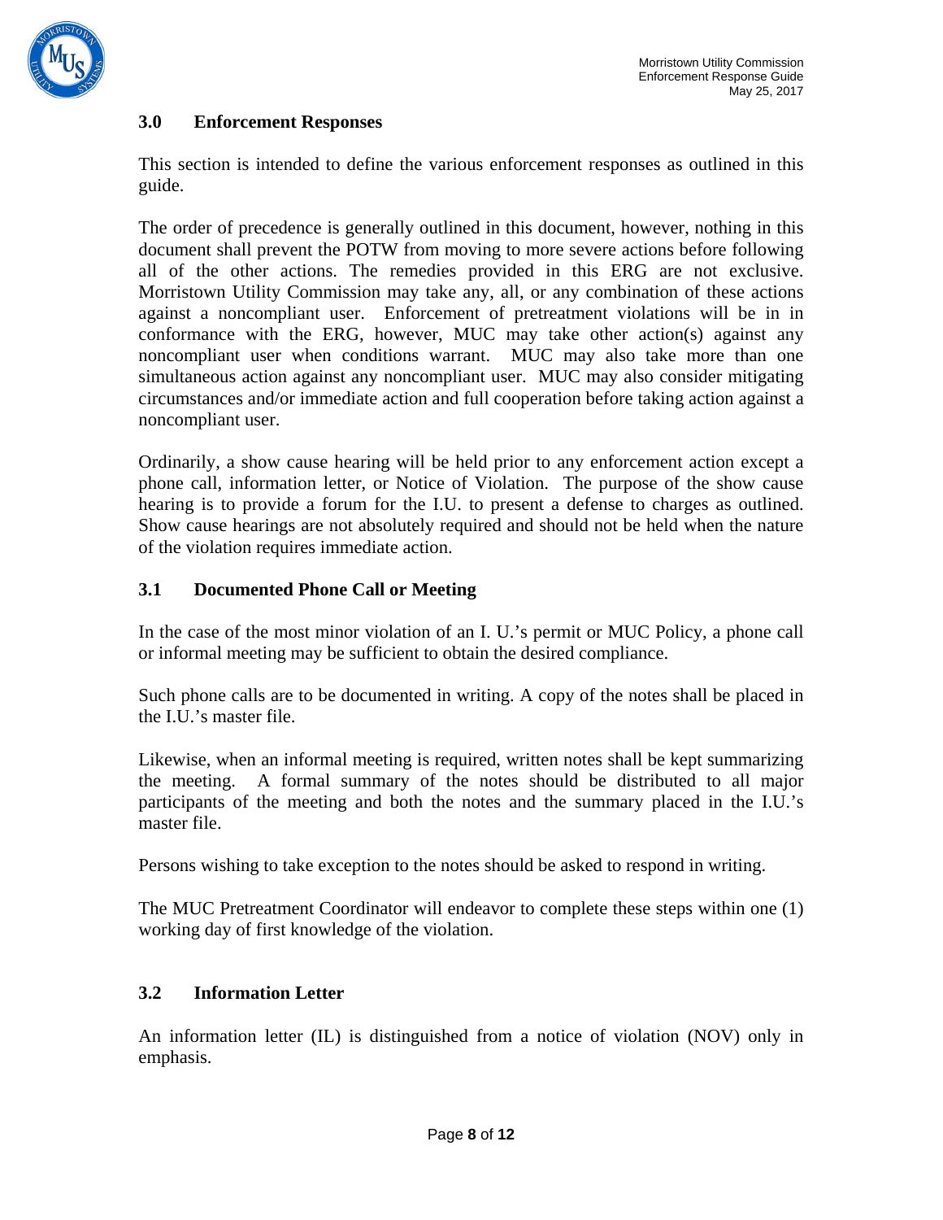## 3.0 Enforcement Responses

This section is intended to define the various enforcement responses as outlined in this guide.

The order of precedence is generally outlined in this document, however, nothing in this document shall prevent the POTW from moving to more severe actions before following all of the other actions. The remedies provided in this ERG are not exclusive. Morristown Utility Commission may take any, all, or any combination of these actions against a noncompliant user. Enforcement of pretreatment violations will be in in conformance with the ERG, however, MUC may take other action(s) against any noncompliant user when conditions warrant. MUC may also take more than one simultaneous action against any noncompliant user. MUC may also consider mitigating circumstances and/or immediate action and full cooperation before taking action against a noncompliant user.

Ordinarily, a show cause hearing will be held prior to any enforcement action except a phone call, information letter, or Notice of Violation. The purpose of the show cause hearing is to provide a forum for the I.U. to present a defense to charges as outlined. Show cause hearings are not absolutely required and should not be held when the nature of the violation requires immediate action.

### 3.1 Documented Phone Call or Meeting

In the case of the most minor violation of an I. U.'s permit or MUC Policy, a phone call or informal meeting may be sufficient to obtain the desired compliance.

Such phone calls are to be documented in writing. A copy of the notes shall be placed in the I.U.'s master file.

Likewise, when an informal meeting is required, written notes shall be kept summarizing the meeting. A formal summary of the notes should be distributed to all major participants of the meeting and both the notes and the summary placed in the I.U.'s master file.

Persons wishing to take exception to the notes should be asked to respond in writing.

The MUC Pretreatment Coordinator will endeavor to complete these steps within one (1) working day of first knowledge of the violation.

### 3.2 Information Letter

An information letter (IL) is distinguished from a notice of violation (NOV) only in emphasis.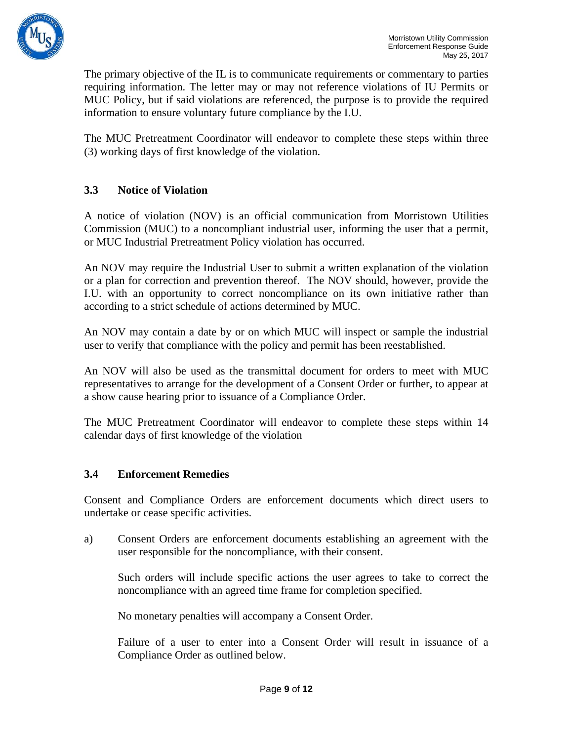The primary objective of the IL is to communicate requirements or commentary to parties requiring information. The letter may or may not reference violations of IU Permits or MUC Policy, but if said violations are referenced, the purpose is to provide the required information to ensure voluntary future compliance by the I.U.

The MUC Pretreatment Coordinator will endeavor to complete these steps within three (3) working days of first knowledge of the violation.

### 3.3 Notice of Violation

A notice of violation (NOV) is an official communication from Morristown Utilities Commission (MUC) to a noncompliant industrial user, informing the user that a permit, or MUC Industrial Pretreatment Policy violation has occurred.

An NOV may require the Industrial User to submit a written explanation of the violation or a plan for correction and prevention thereof. The NOV should, however, provide the I.U. with an opportunity to correct noncompliance on its own initiative rather than according to a strict schedule of actions determined by MUC.

An NOV may contain a date by or on which MUC will inspect or sample the industrial user to verify that compliance with the policy and permit has been reestablished.

An NOV will also be used as the transmittal document for orders to meet with MUC representatives to arrange for the development of a Consent Order or further, to appear at a show cause hearing prior to issuance of a Compliance Order.

The MUC Pretreatment Coordinator will endeavor to complete these steps within 14 calendar days of first knowledge of the violation

### 3.4 Enforcement Remedies

Consent and Compliance Orders are enforcement documents which direct users to undertake or cease specific activities.

a) Consent Orders are enforcement documents establishing an agreement with the user responsible for the noncompliance, with their consent.

   Such orders will include specific actions the user agrees to take to correct the noncompliance with an agreed time frame for completion specified.

   No monetary penalties will accompany a Consent Order.

   Failure of a user to enter into a Consent Order will result in issuance of a Compliance Order as outlined below.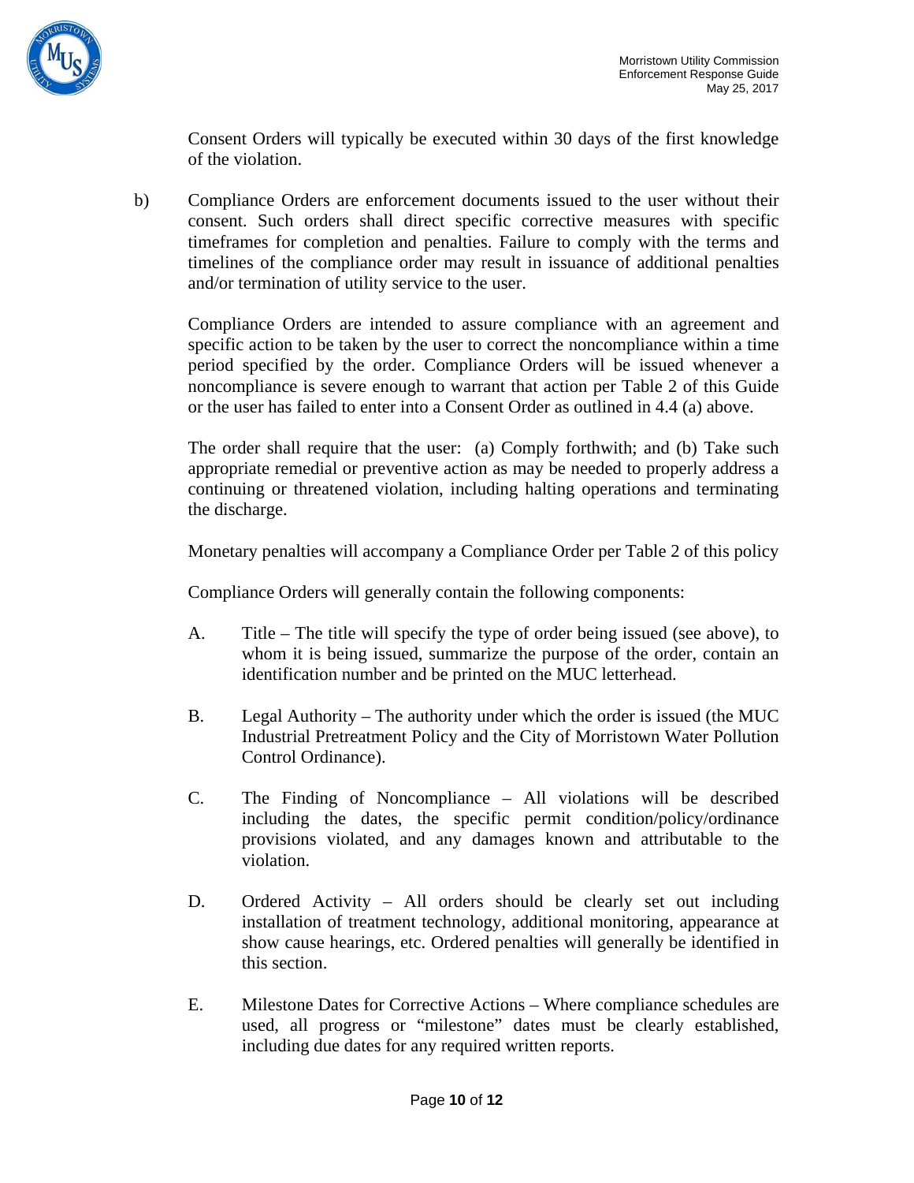Consent Orders will typically be executed within 30 days of the first knowledge of the violation.

b) Compliance Orders are enforcement documents issued to the user without their consent. Such orders shall direct specific corrective measures with specific timeframes for completion and penalties. Failure to comply with the terms and timelines of the compliance order may result in issuance of additional penalties and/or termination of utility service to the user.

Compliance Orders are intended to assure compliance with an agreement and specific action to be taken by the user to correct the noncompliance within a time period specified by the order. Compliance Orders will be issued whenever a noncompliance is severe enough to warrant that action per Table 2 of this Guide or the user has failed to enter into a Consent Order as outlined in 4.4 (a) above.

The order shall require that the user: (a) Comply forthwith; and (b) Take such appropriate remedial or preventive action as may be needed to properly address a continuing or threatened violation, including halting operations and terminating the discharge.

Monetary penalties will accompany a Compliance Order per Table 2 of this policy

Compliance Orders will generally contain the following components:

A. Title – The title will specify the type of order being issued (see above), to whom it is being issued, summarize the purpose of the order, contain an identification number and be printed on the MUC letterhead.

B. Legal Authority – The authority under which the order is issued (the MUC Industrial Pretreatment Policy and the City of Morristown Water Pollution Control Ordinance).

C. The Finding of Noncompliance – All violations will be described including the dates, the specific permit condition/policy/ordinance provisions violated, and any damages known and attributable to the violation.

D. Ordered Activity – All orders should be clearly set out including installation of treatment technology, additional monitoring, appearance at show cause hearings, etc. Ordered penalties will generally be identified in this section.

E. Milestone Dates for Corrective Actions – Where compliance schedules are used, all progress or "milestone" dates must be clearly established, including due dates for any required written reports.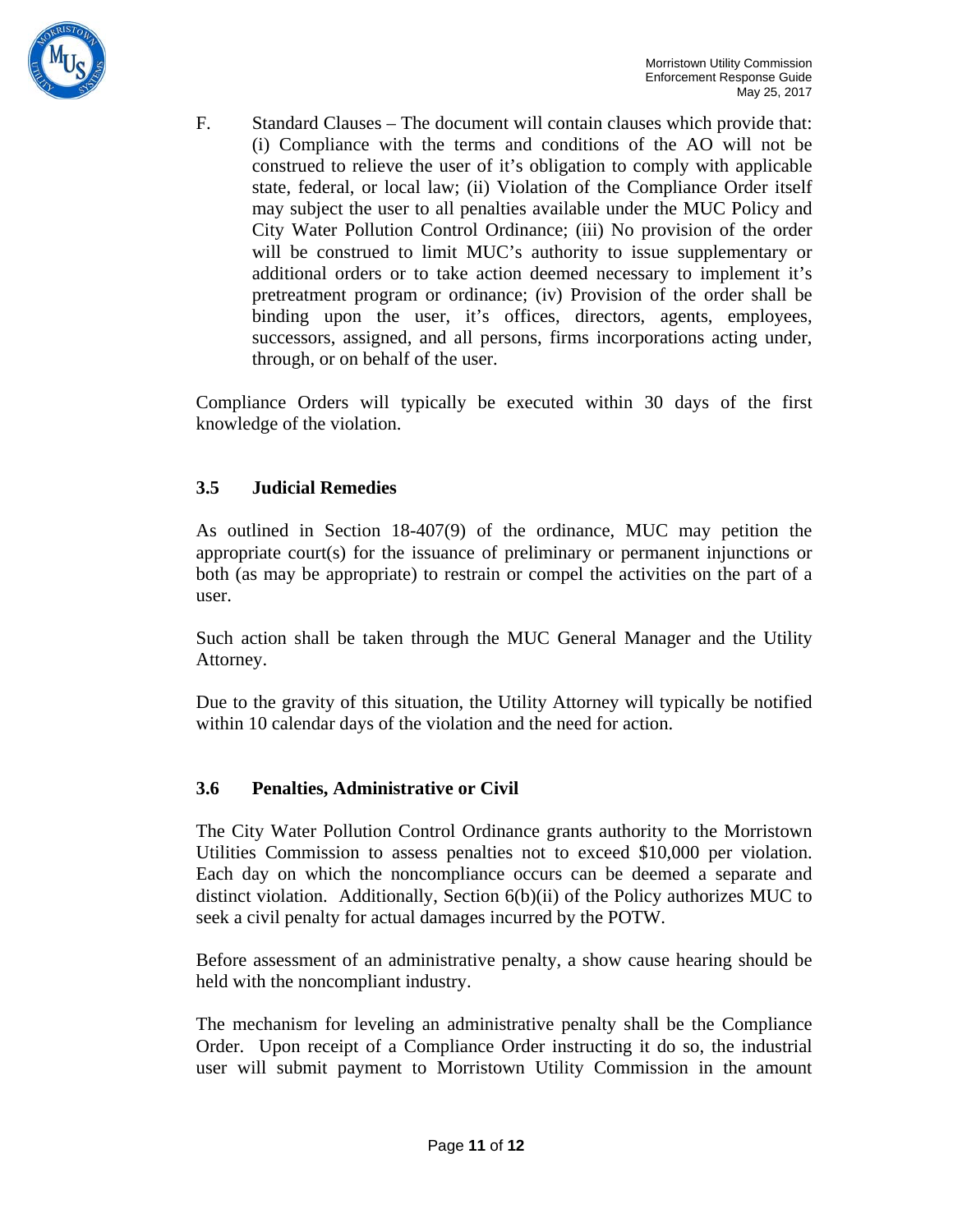F. Standard Clauses – The document will contain clauses which provide that: (i) Compliance with the terms and conditions of the AO will not be construed to relieve the user of it's obligation to comply with applicable state, federal, or local law; (ii) Violation of the Compliance Order itself may subject the user to all penalties available under the MUC Policy and City Water Pollution Control Ordinance; (iii) No provision of the order will be construed to limit MUC's authority to issue supplementary or additional orders or to take action deemed necessary to implement it's pretreatment program or ordinance; (iv) Provision of the order shall be binding upon the user, it's offices, directors, agents, employees, successors, assigned, and all persons, firms incorporations acting under, through, or on behalf of the user.

Compliance Orders will typically be executed within 30 days of the first knowledge of the violation.

### 3.5 Judicial Remedies

As outlined in Section 18-407(9) of the ordinance, MUC may petition the appropriate court(s) for the issuance of preliminary or permanent injunctions or both (as may be appropriate) to restrain or compel the activities on the part of a user.

Such action shall be taken through the MUC General Manager and the Utility Attorney.

Due to the gravity of this situation, the Utility Attorney will typically be notified within 10 calendar days of the violation and the need for action.

### 3.6 Penalties, Administrative or Civil

The City Water Pollution Control Ordinance grants authority to the Morristown Utilities Commission to assess penalties not to exceed $10,000 per violation. Each day on which the noncompliance occurs can be deemed a separate and distinct violation. Additionally, Section 6(b)(ii) of the Policy authorizes MUC to seek a civil penalty for actual damages incurred by the POTW.

Before assessment of an administrative penalty, a show cause hearing should be held with the noncompliant industry.

The mechanism for leveling an administrative penalty shall be the Compliance Order. Upon receipt of a Compliance Order instructing it do so, the industrial user will submit payment to Morristown Utility Commission in the amount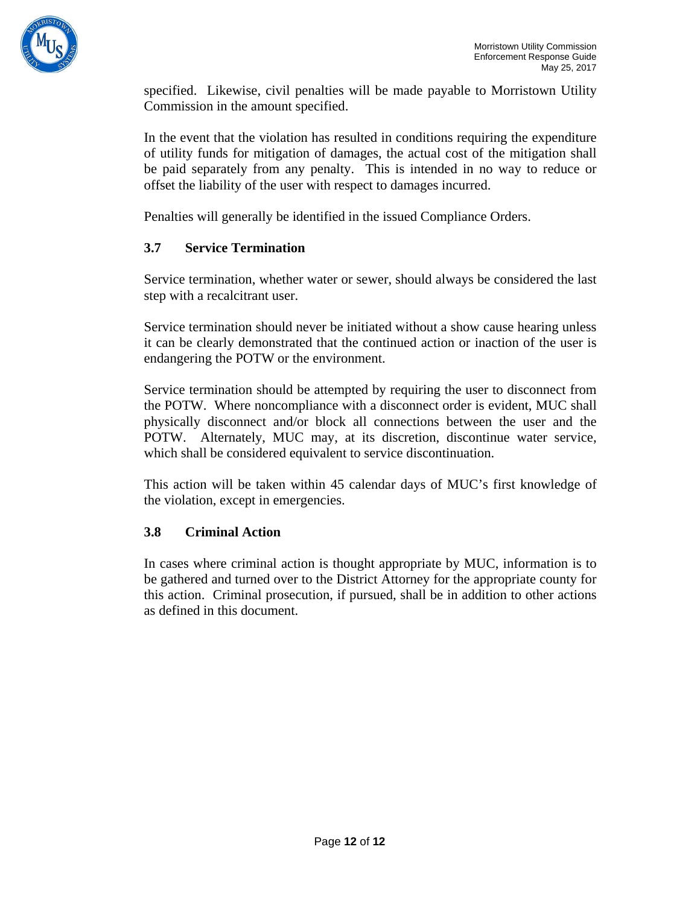specified. Likewise, civil penalties will be made payable to Morristown Utility Commission in the amount specified.

In the event that the violation has resulted in conditions requiring the expenditure of utility funds for mitigation of damages, the actual cost of the mitigation shall be paid separately from any penalty. This is intended in no way to reduce or offset the liability of the user with respect to damages incurred.

Penalties will generally be identified in the issued Compliance Orders.

### 3.7 Service Termination

Service termination, whether water or sewer, should always be considered the last step with a recalcitrant user.

Service termination should never be initiated without a show cause hearing unless it can be clearly demonstrated that the continued action or inaction of the user is endangering the POTW or the environment.

Service termination should be attempted by requiring the user to disconnect from the POTW. Where noncompliance with a disconnect order is evident, MUC shall physically disconnect and/or block all connections between the user and the POTW. Alternately, MUC may, at its discretion, discontinue water service, which shall be considered equivalent to service discontinuation.

This action will be taken within 45 calendar days of MUC's first knowledge of the violation, except in emergencies.

### 3.8 Criminal Action

In cases where criminal action is thought appropriate by MUC, information is to be gathered and turned over to the District Attorney for the appropriate county for this action. Criminal prosecution, if pursued, shall be in addition to other actions as defined in this document.